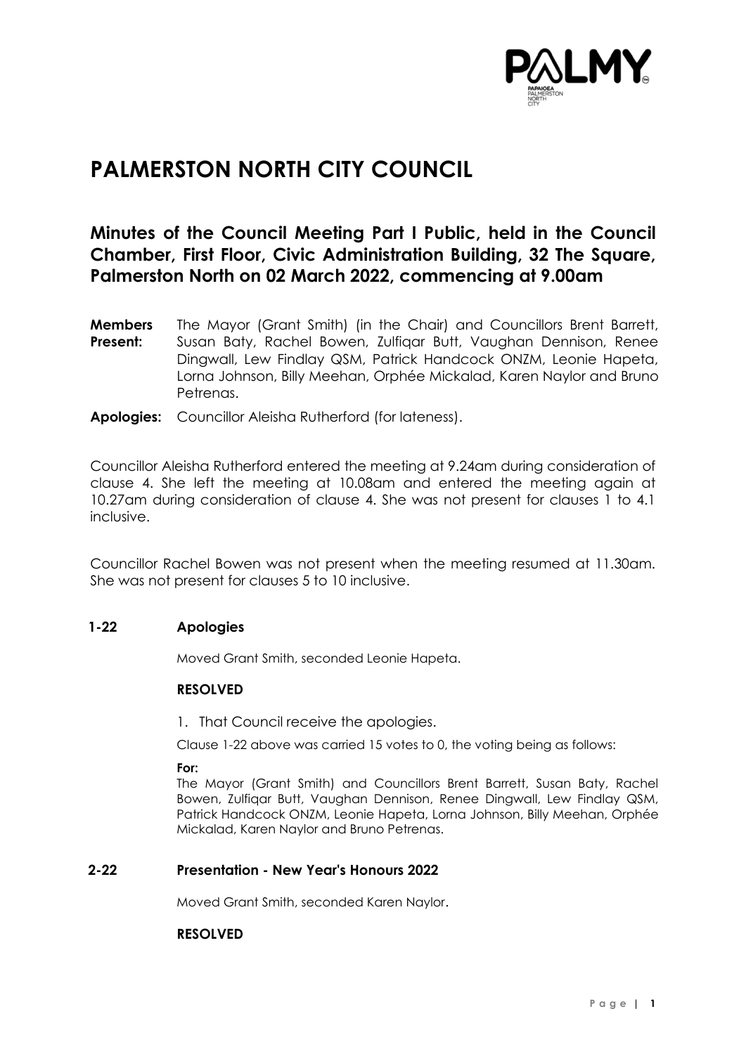# PALMERSTON NORTH CITY COUNCIL

## Minutes of the Council Meeting Part I Public, held in the Council Chamber, First Floor, Civic Administration Building, 32 The Square, Palmerston North on 02 March 2022, commencing at 9.00am

**Members Present:** The Mayor (Grant Smith) (in the Chair) and Councillors Brent Barrett, Susan Baty, Rachel Bowen, Zulfiqar Butt, Vaughan Dennison, Renee Dingwall, Lew Findlay QSM, Patrick Handcock ONZM, Leonie Hapeta, Lorna Johnson, Billy Meehan, Orphée Mickalad, Karen Naylor and Bruno Petrenas.

**Apologies:** Councillor Aleisha Rutherford (for lateness).

Councillor Aleisha Rutherford entered the meeting at 9.24am during consideration of clause 4. She left the meeting at 10.08am and entered the meeting again at 10.27am during consideration of clause 4. She was not present for clauses 1 to 4.1 inclusive.

Councillor Rachel Bowen was not present when the meeting resumed at 11.30am. She was not present for clauses 5 to 10 inclusive.

### 1-22 Apologies

Moved Grant Smith, seconded Leonie Hapeta.

**RESOLVED**

1. That Council receive the apologies.

Clause 1-22 above was carried 15 votes to 0, the voting being as follows:

**For:**
The Mayor (Grant Smith) and Councillors Brent Barrett, Susan Baty, Rachel Bowen, Zulfiqar Butt, Vaughan Dennison, Renee Dingwall, Lew Findlay QSM, Patrick Handcock ONZM, Leonie Hapeta, Lorna Johnson, Billy Meehan, Orphée Mickalad, Karen Naylor and Bruno Petrenas.

### 2-22 Presentation - New Year's Honours 2022

Moved Grant Smith, seconded Karen Naylor.

**RESOLVED**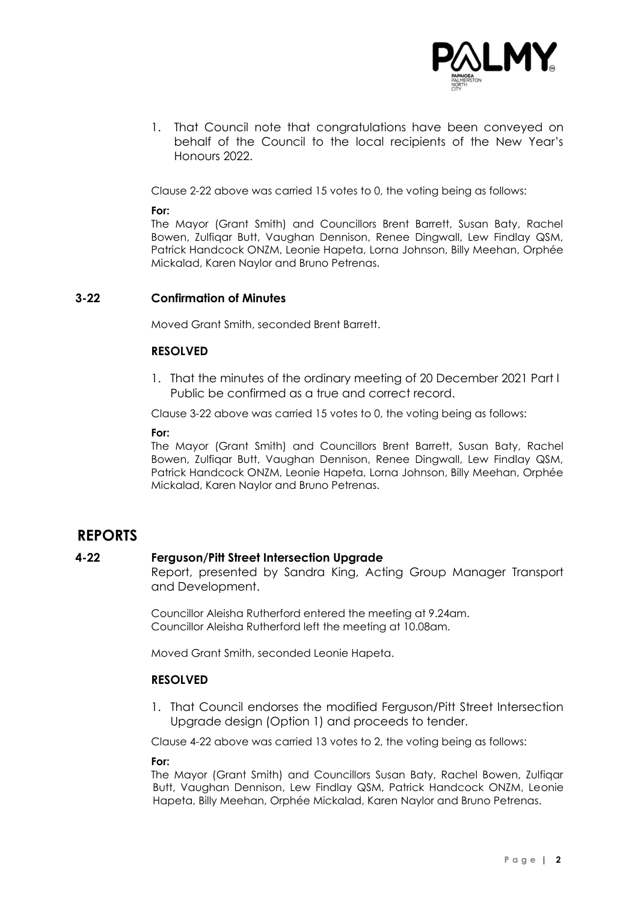1. That Council note that congratulations have been conveyed on behalf of the Council to the local recipients of the New Year's Honours 2022.

Clause 2-22 above was carried 15 votes to 0, the voting being as follows:

**For:**
The Mayor (Grant Smith) and Councillors Brent Barrett, Susan Baty, Rachel Bowen, Zulfiqar Butt, Vaughan Dennison, Renee Dingwall, Lew Findlay QSM, Patrick Handcock ONZM, Leonie Hapeta, Lorna Johnson, Billy Meehan, Orphée Mickalad, Karen Naylor and Bruno Petrenas.

### 3-22 Confirmation of Minutes

Moved Grant Smith, seconded Brent Barrett.

**RESOLVED**

1. That the minutes of the ordinary meeting of 20 December 2021 Part I Public be confirmed as a true and correct record.

Clause 3-22 above was carried 15 votes to 0, the voting being as follows:

**For:**
The Mayor (Grant Smith) and Councillors Brent Barrett, Susan Baty, Rachel Bowen, Zulfiqar Butt, Vaughan Dennison, Renee Dingwall, Lew Findlay QSM, Patrick Handcock ONZM, Leonie Hapeta, Lorna Johnson, Billy Meehan, Orphée Mickalad, Karen Naylor and Bruno Petrenas.

## REPORTS

### 4-22 Ferguson/Pitt Street Intersection Upgrade

Report, presented by Sandra King, Acting Group Manager Transport and Development.

Councillor Aleisha Rutherford entered the meeting at 9.24am.
Councillor Aleisha Rutherford left the meeting at 10.08am.

Moved Grant Smith, seconded Leonie Hapeta.

**RESOLVED**

1. That Council endorses the modified Ferguson/Pitt Street Intersection Upgrade design (Option 1) and proceeds to tender.

Clause 4-22 above was carried 13 votes to 2, the voting being as follows:

**For:**
The Mayor (Grant Smith) and Councillors Susan Baty, Rachel Bowen, Zulfiqar Butt, Vaughan Dennison, Lew Findlay QSM, Patrick Handcock ONZM, Leonie Hapeta, Billy Meehan, Orphée Mickalad, Karen Naylor and Bruno Petrenas.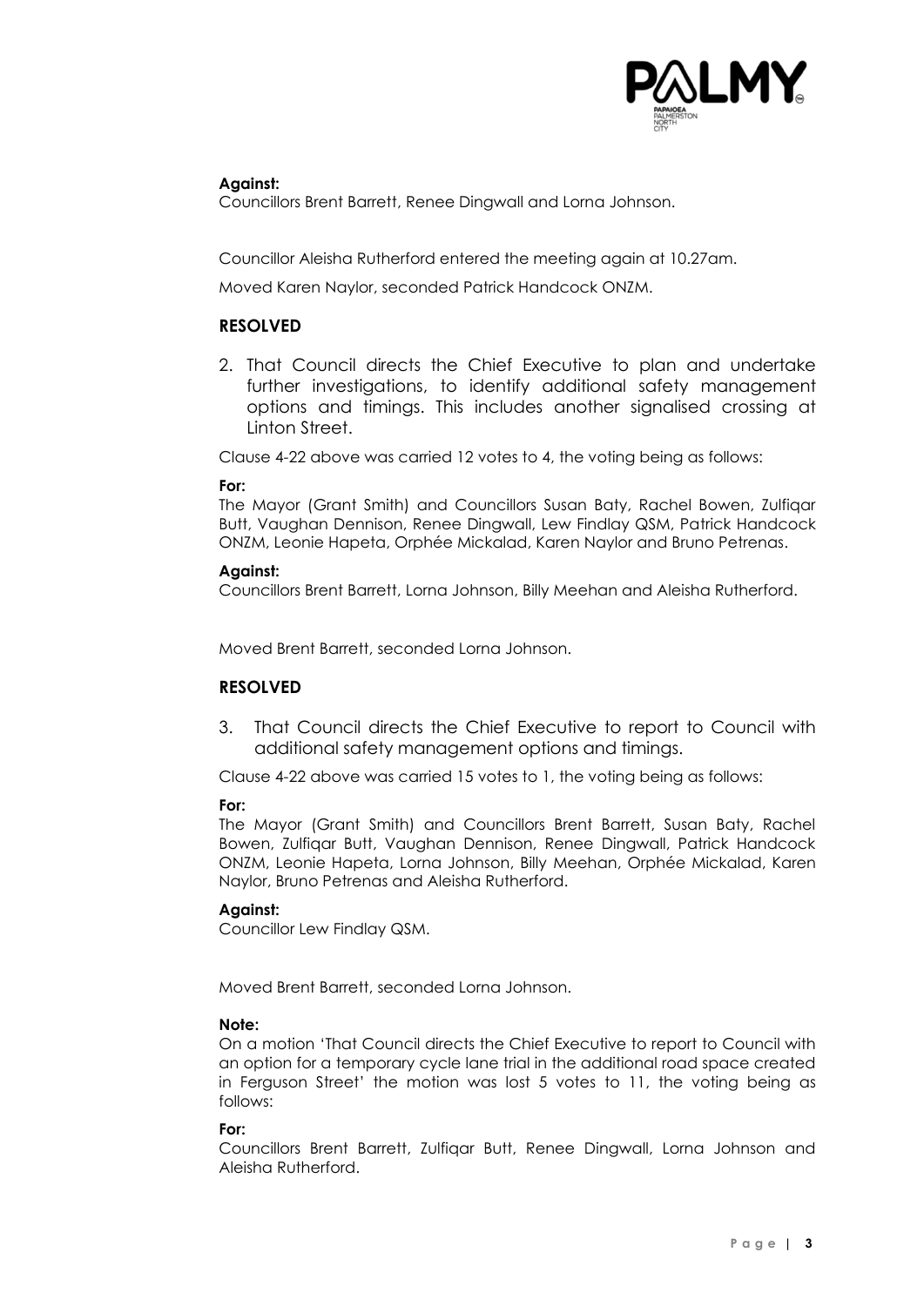**Against:**
Councillors Brent Barrett, Renee Dingwall and Lorna Johnson.

Councillor Aleisha Rutherford entered the meeting again at 10.27am.

Moved Karen Naylor, seconded Patrick Handcock ONZM.

## RESOLVED

2. That Council directs the Chief Executive to plan and undertake further investigations, to identify additional safety management options and timings. This includes another signalised crossing at Linton Street.

Clause 4-22 above was carried 12 votes to 4, the voting being as follows:

**For:**
The Mayor (Grant Smith) and Councillors Susan Baty, Rachel Bowen, Zulfiqar Butt, Vaughan Dennison, Renee Dingwall, Lew Findlay QSM, Patrick Handcock ONZM, Leonie Hapeta, Orphée Mickalad, Karen Naylor and Bruno Petrenas.

**Against:**
Councillors Brent Barrett, Lorna Johnson, Billy Meehan and Aleisha Rutherford.

Moved Brent Barrett, seconded Lorna Johnson.

## RESOLVED

3. That Council directs the Chief Executive to report to Council with additional safety management options and timings.

Clause 4-22 above was carried 15 votes to 1, the voting being as follows:

**For:**
The Mayor (Grant Smith) and Councillors Brent Barrett, Susan Baty, Rachel Bowen, Zulfiqar Butt, Vaughan Dennison, Renee Dingwall, Patrick Handcock ONZM, Leonie Hapeta, Lorna Johnson, Billy Meehan, Orphée Mickalad, Karen Naylor, Bruno Petrenas and Aleisha Rutherford.

**Against:**
Councillor Lew Findlay QSM.

Moved Brent Barrett, seconded Lorna Johnson.

**Note:**
On a motion 'That Council directs the Chief Executive to report to Council with an option for a temporary cycle lane trial in the additional road space created in Ferguson Street' the motion was lost 5 votes to 11, the voting being as follows:

**For:**
Councillors Brent Barrett, Zulfiqar Butt, Renee Dingwall, Lorna Johnson and Aleisha Rutherford.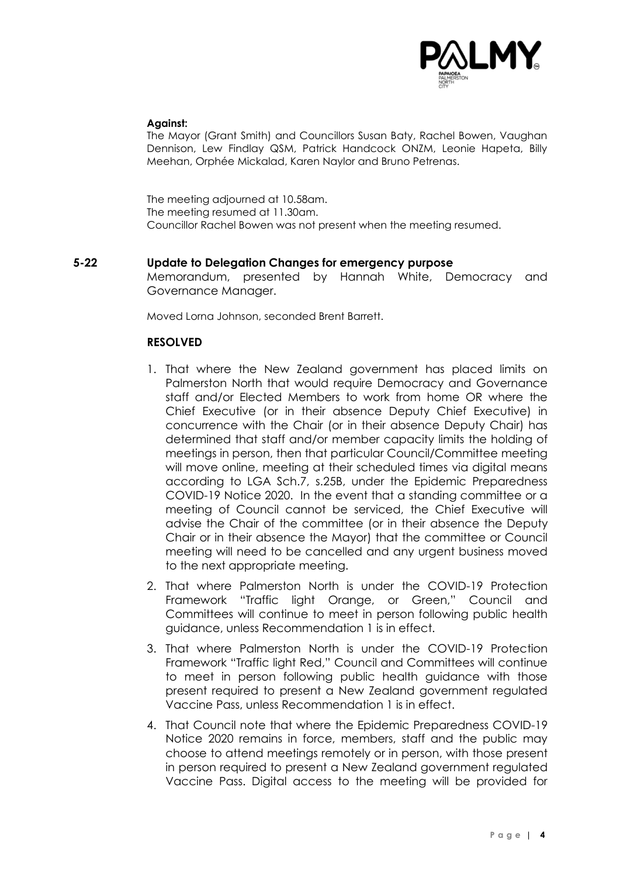**Against:**
The Mayor (Grant Smith) and Councillors Susan Baty, Rachel Bowen, Vaughan Dennison, Lew Findlay QSM, Patrick Handcock ONZM, Leonie Hapeta, Billy Meehan, Orphée Mickalad, Karen Naylor and Bruno Petrenas.

The meeting adjourned at 10.58am.
The meeting resumed at 11.30am.
Councillor Rachel Bowen was not present when the meeting resumed.

## 5-22 Update to Delegation Changes for emergency purpose

Memorandum, presented by Hannah White, Democracy and Governance Manager.

Moved Lorna Johnson, seconded Brent Barrett.

**RESOLVED**

1. That where the New Zealand government has placed limits on Palmerston North that would require Democracy and Governance staff and/or Elected Members to work from home OR where the Chief Executive (or in their absence Deputy Chief Executive) in concurrence with the Chair (or in their absence Deputy Chair) has determined that staff and/or member capacity limits the holding of meetings in person, then that particular Council/Committee meeting will move online, meeting at their scheduled times via digital means according to LGA Sch.7, s.25B, under the Epidemic Preparedness COVID-19 Notice 2020. In the event that a standing committee or a meeting of Council cannot be serviced, the Chief Executive will advise the Chair of the committee (or in their absence the Deputy Chair or in their absence the Mayor) that the committee or Council meeting will need to be cancelled and any urgent business moved to the next appropriate meeting.
2. That where Palmerston North is under the COVID-19 Protection Framework "Traffic light Orange, or Green," Council and Committees will continue to meet in person following public health guidance, unless Recommendation 1 is in effect.
3. That where Palmerston North is under the COVID-19 Protection Framework "Traffic light Red," Council and Committees will continue to meet in person following public health guidance with those present required to present a New Zealand government regulated Vaccine Pass, unless Recommendation 1 is in effect.
4. That Council note that where the Epidemic Preparedness COVID-19 Notice 2020 remains in force, members, staff and the public may choose to attend meetings remotely or in person, with those present in person required to present a New Zealand government regulated Vaccine Pass. Digital access to the meeting will be provided for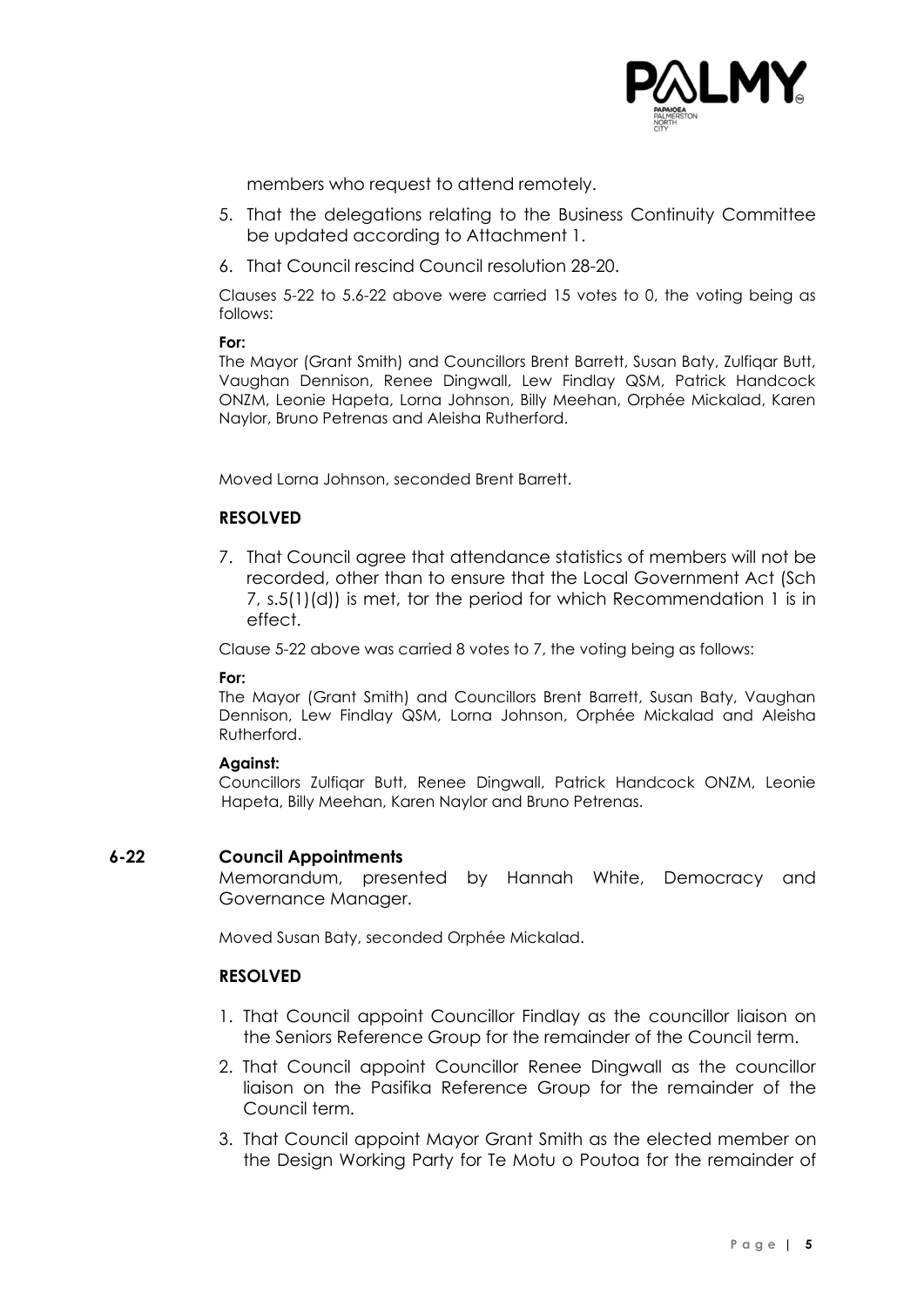members who request to attend remotely.

5. That the delegations relating to the Business Continuity Committee be updated according to Attachment 1.
6. That Council rescind Council resolution 28-20.

Clauses 5-22 to 5.6-22 above were carried 15 votes to 0, the voting being as follows:

**For:**
The Mayor (Grant Smith) and Councillors Brent Barrett, Susan Baty, Zulfiqar Butt, Vaughan Dennison, Renee Dingwall, Lew Findlay QSM, Patrick Handcock ONZM, Leonie Hapeta, Lorna Johnson, Billy Meehan, Orphée Mickalad, Karen Naylor, Bruno Petrenas and Aleisha Rutherford.

Moved Lorna Johnson, seconded Brent Barrett.

**RESOLVED**

7. That Council agree that attendance statistics of members will not be recorded, other than to ensure that the Local Government Act (Sch 7, s.5(1)(d)) is met, tor the period for which Recommendation 1 is in effect.

Clause 5-22 above was carried 8 votes to 7, the voting being as follows:

**For:**
The Mayor (Grant Smith) and Councillors Brent Barrett, Susan Baty, Vaughan Dennison, Lew Findlay QSM, Lorna Johnson, Orphée Mickalad and Aleisha Rutherford.

**Against:**
Councillors Zulfiqar Butt, Renee Dingwall, Patrick Handcock ONZM, Leonie Hapeta, Billy Meehan, Karen Naylor and Bruno Petrenas.

## 6-22 Council Appointments

Memorandum, presented by Hannah White, Democracy and Governance Manager.

Moved Susan Baty, seconded Orphée Mickalad.

**RESOLVED**

1. That Council appoint Councillor Findlay as the councillor liaison on the Seniors Reference Group for the remainder of the Council term.
2. That Council appoint Councillor Renee Dingwall as the councillor liaison on the Pasifika Reference Group for the remainder of the Council term.
3. That Council appoint Mayor Grant Smith as the elected member on the Design Working Party for Te Motu o Poutoa for the remainder of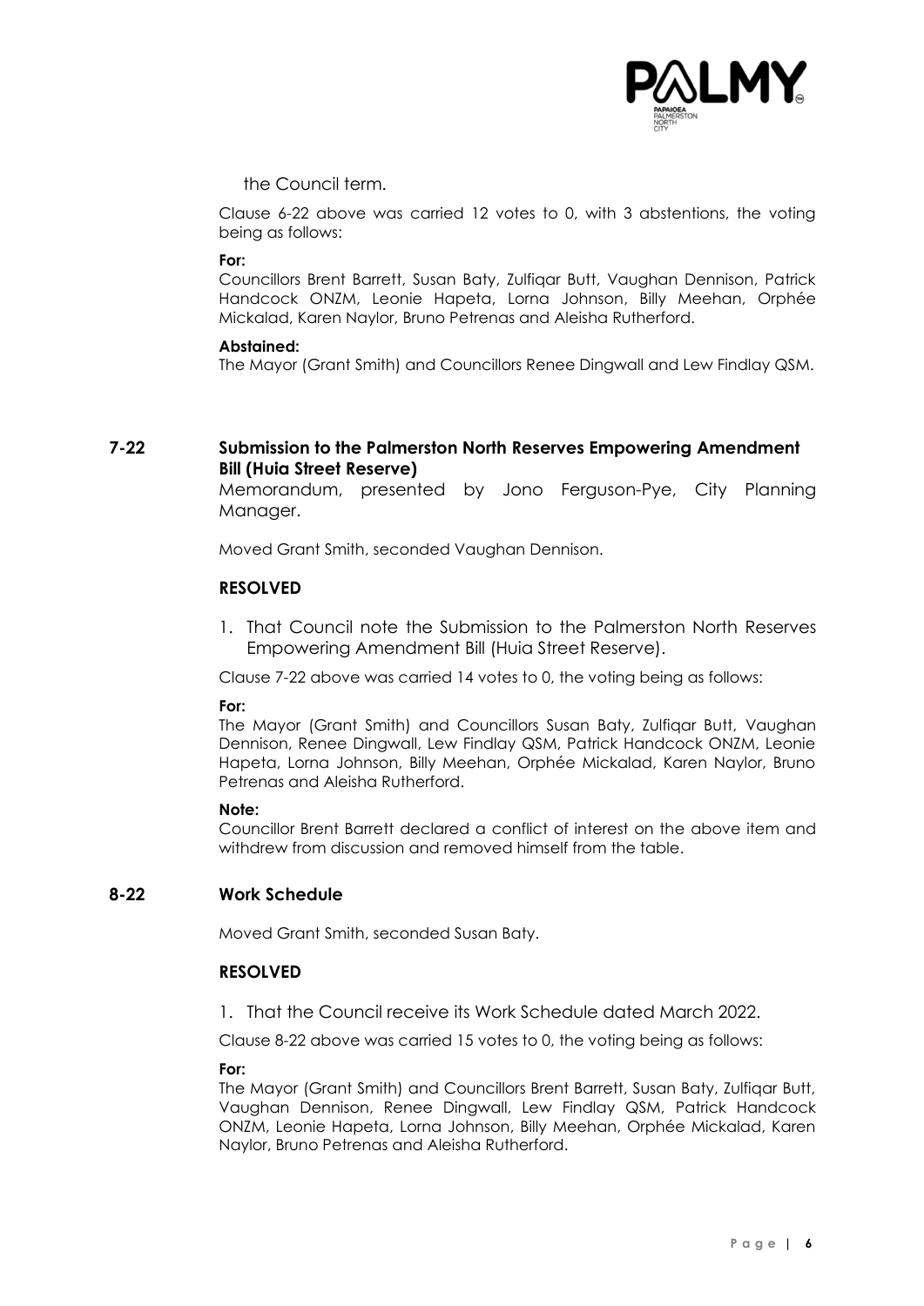the Council term.

Clause 6-22 above was carried 12 votes to 0, with 3 abstentions, the voting being as follows:

**For:**
Councillors Brent Barrett, Susan Baty, Zulfiqar Butt, Vaughan Dennison, Patrick Handcock ONZM, Leonie Hapeta, Lorna Johnson, Billy Meehan, Orphée Mickalad, Karen Naylor, Bruno Petrenas and Aleisha Rutherford.

**Abstained:**
The Mayor (Grant Smith) and Councillors Renee Dingwall and Lew Findlay QSM.

## 7-22 Submission to the Palmerston North Reserves Empowering Amendment Bill (Huia Street Reserve)

Memorandum, presented by Jono Ferguson-Pye, City Planning Manager.

Moved Grant Smith, seconded Vaughan Dennison.

**RESOLVED**

1. That Council note the Submission to the Palmerston North Reserves Empowering Amendment Bill (Huia Street Reserve).

Clause 7-22 above was carried 14 votes to 0, the voting being as follows:

**For:**
The Mayor (Grant Smith) and Councillors Susan Baty, Zulfiqar Butt, Vaughan Dennison, Renee Dingwall, Lew Findlay QSM, Patrick Handcock ONZM, Leonie Hapeta, Lorna Johnson, Billy Meehan, Orphée Mickalad, Karen Naylor, Bruno Petrenas and Aleisha Rutherford.

**Note:**
Councillor Brent Barrett declared a conflict of interest on the above item and withdrew from discussion and removed himself from the table.

## 8-22 Work Schedule

Moved Grant Smith, seconded Susan Baty.

**RESOLVED**

1. That the Council receive its Work Schedule dated March 2022.

Clause 8-22 above was carried 15 votes to 0, the voting being as follows:

**For:**
The Mayor (Grant Smith) and Councillors Brent Barrett, Susan Baty, Zulfiqar Butt, Vaughan Dennison, Renee Dingwall, Lew Findlay QSM, Patrick Handcock ONZM, Leonie Hapeta, Lorna Johnson, Billy Meehan, Orphée Mickalad, Karen Naylor, Bruno Petrenas and Aleisha Rutherford.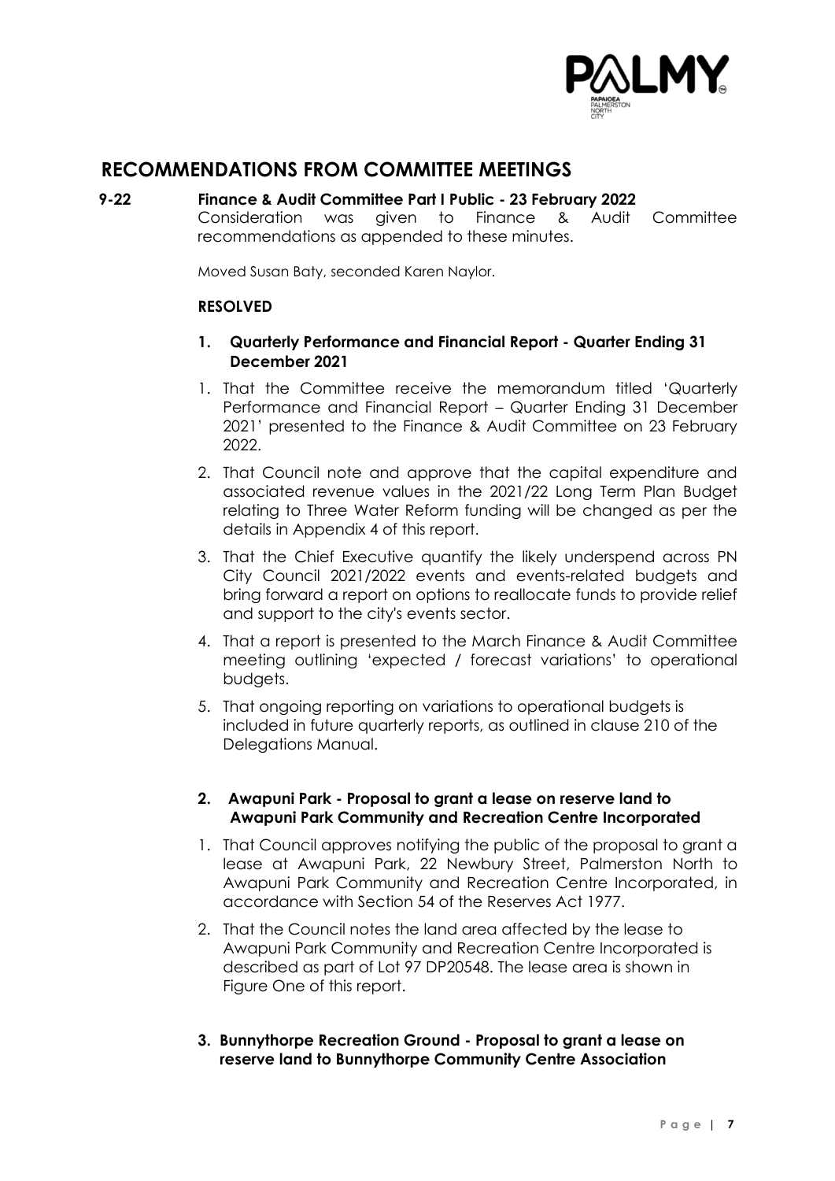# RECOMMENDATIONS FROM COMMITTEE MEETINGS

**9-22 Finance & Audit Committee Part I Public - 23 February 2022**

Consideration was given to Finance & Audit Committee recommendations as appended to these minutes.

Moved Susan Baty, seconded Karen Naylor.

**RESOLVED**

**1. Quarterly Performance and Financial Report - Quarter Ending 31 December 2021**

1. That the Committee receive the memorandum titled 'Quarterly Performance and Financial Report – Quarter Ending 31 December 2021' presented to the Finance & Audit Committee on 23 February 2022.
2. That Council note and approve that the capital expenditure and associated revenue values in the 2021/22 Long Term Plan Budget relating to Three Water Reform funding will be changed as per the details in Appendix 4 of this report.
3. That the Chief Executive quantify the likely underspend across PN City Council 2021/2022 events and events-related budgets and bring forward a report on options to reallocate funds to provide relief and support to the city's events sector.
4. That a report is presented to the March Finance & Audit Committee meeting outlining 'expected / forecast variations' to operational budgets.
5. That ongoing reporting on variations to operational budgets is included in future quarterly reports, as outlined in clause 210 of the Delegations Manual.

**2. Awapuni Park - Proposal to grant a lease on reserve land to Awapuni Park Community and Recreation Centre Incorporated**

1. That Council approves notifying the public of the proposal to grant a lease at Awapuni Park, 22 Newbury Street, Palmerston North to Awapuni Park Community and Recreation Centre Incorporated, in accordance with Section 54 of the Reserves Act 1977.
2. That the Council notes the land area affected by the lease to Awapuni Park Community and Recreation Centre Incorporated is described as part of Lot 97 DP20548. The lease area is shown in Figure One of this report.

**3. Bunnythorpe Recreation Ground - Proposal to grant a lease on reserve land to Bunnythorpe Community Centre Association**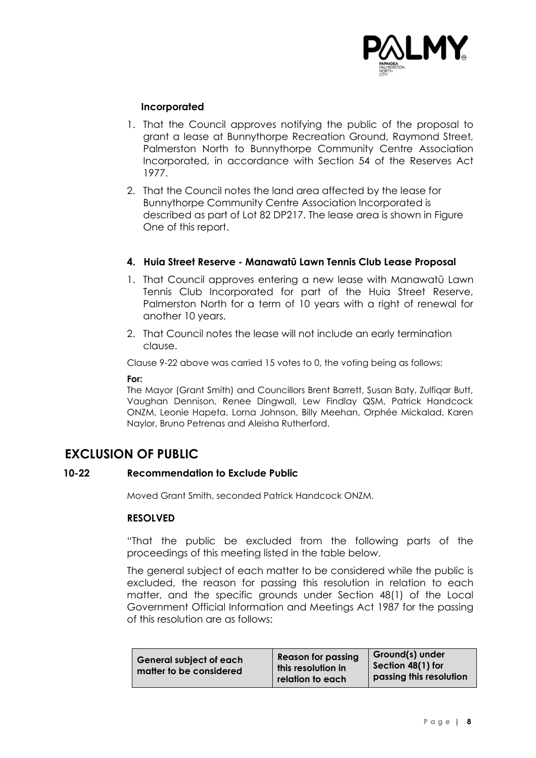**Incorporated**

1. That the Council approves notifying the public of the proposal to grant a lease at Bunnythorpe Recreation Ground, Raymond Street, Palmerston North to Bunnythorpe Community Centre Association Incorporated, in accordance with Section 54 of the Reserves Act 1977.
2. That the Council notes the land area affected by the lease for Bunnythorpe Community Centre Association Incorporated is described as part of Lot 82 DP217. The lease area is shown in Figure One of this report.

**4. Huia Street Reserve - Manawatū Lawn Tennis Club Lease Proposal**

1. That Council approves entering a new lease with Manawatū Lawn Tennis Club Incorporated for part of the Huia Street Reserve, Palmerston North for a term of 10 years with a right of renewal for another 10 years.
2. That Council notes the lease will not include an early termination clause.

Clause 9-22 above was carried 15 votes to 0, the voting being as follows:

**For:**

The Mayor (Grant Smith) and Councillors Brent Barrett, Susan Baty, Zulfiqar Butt, Vaughan Dennison, Renee Dingwall, Lew Findlay QSM, Patrick Handcock ONZM, Leonie Hapeta, Lorna Johnson, Billy Meehan, Orphée Mickalad, Karen Naylor, Bruno Petrenas and Aleisha Rutherford.

# EXCLUSION OF PUBLIC

## 10-22 Recommendation to Exclude Public

Moved Grant Smith, seconded Patrick Handcock ONZM.

**RESOLVED**

"That the public be excluded from the following parts of the proceedings of this meeting listed in the table below.

The general subject of each matter to be considered while the public is excluded, the reason for passing this resolution in relation to each matter, and the specific grounds under Section 48(1) of the Local Government Official Information and Meetings Act 1987 for the passing of this resolution are as follows:

| General subject of each matter to be considered | Reason for passing this resolution in relation to each | Ground(s) under Section 48(1) for passing this resolution |
|---|---|---|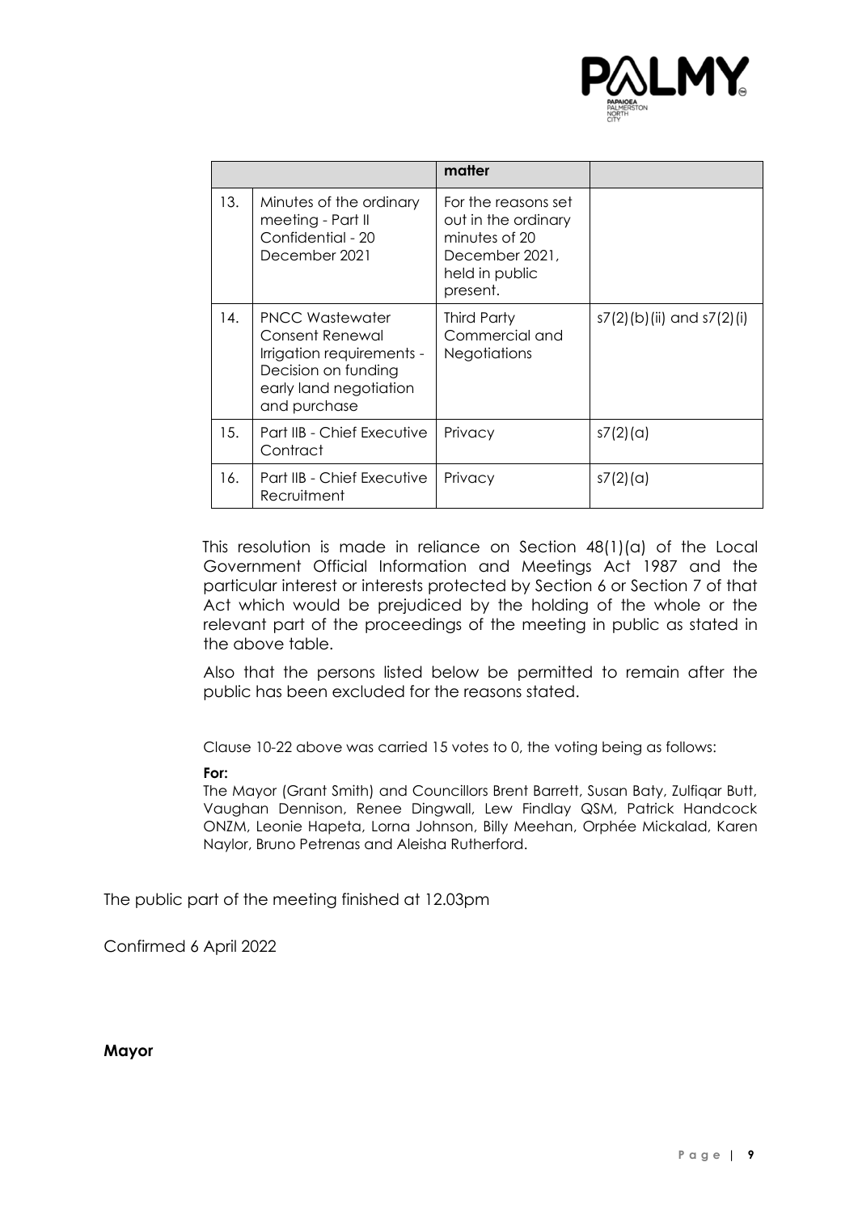| | | matter | |
|---|---|---|---|
| 13. | Minutes of the ordinary meeting - Part II Confidential - 20 December 2021 | For the reasons set out in the ordinary minutes of 20 December 2021, held in public present. | |
| 14. | PNCC Wastewater Consent Renewal Irrigation requirements - Decision on funding early land negotiation and purchase | Third Party Commercial and Negotiations | s7(2)(b)(ii) and s7(2)(i) |
| 15. | Part IIB - Chief Executive Contract | Privacy | s7(2)(a) |
| 16. | Part IIB - Chief Executive Recruitment | Privacy | s7(2)(a) |

This resolution is made in reliance on Section 48(1)(a) of the Local Government Official Information and Meetings Act 1987 and the particular interest or interests protected by Section 6 or Section 7 of that Act which would be prejudiced by the holding of the whole or the relevant part of the proceedings of the meeting in public as stated in the above table.

Also that the persons listed below be permitted to remain after the public has been excluded for the reasons stated.

Clause 10-22 above was carried 15 votes to 0, the voting being as follows:

**For:**
The Mayor (Grant Smith) and Councillors Brent Barrett, Susan Baty, Zulfiqar Butt, Vaughan Dennison, Renee Dingwall, Lew Findlay QSM, Patrick Handcock ONZM, Leonie Hapeta, Lorna Johnson, Billy Meehan, Orphée Mickalad, Karen Naylor, Bruno Petrenas and Aleisha Rutherford.

The public part of the meeting finished at 12.03pm

Confirmed 6 April 2022

**Mayor**